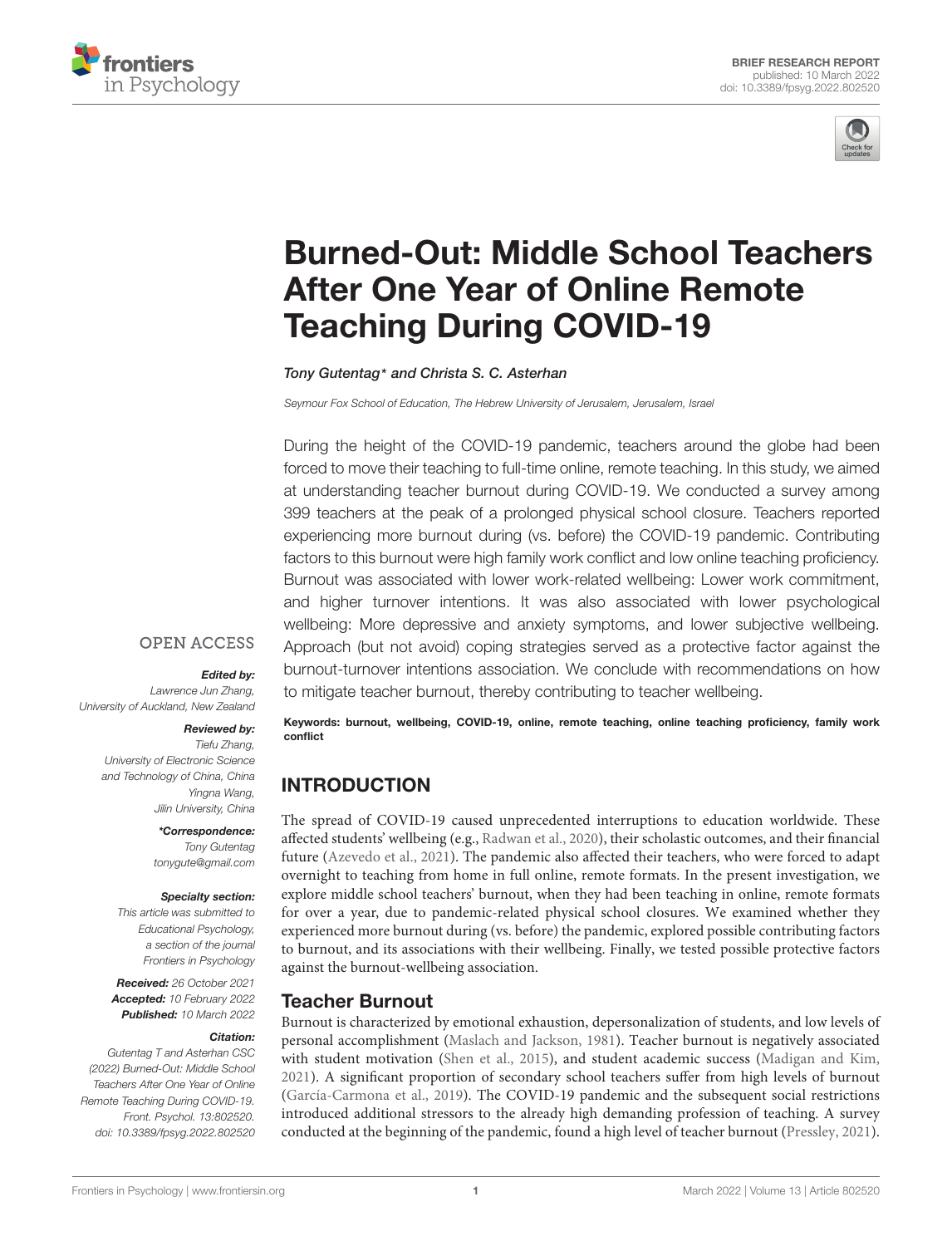BRIEF RESEARCH REPORT
published: 10 March 2022
doi: 10.3389/fpsyg.2022.802520

# Burned-Out: Middle School Teachers After One Year of Online Remote Teaching During COVID-19

*Tony Gutentag\* and Christa S. C. Asterhan*

*Seymour Fox School of Education, The Hebrew University of Jerusalem, Jerusalem, Israel*

During the height of the COVID-19 pandemic, teachers around the globe had been forced to move their teaching to full-time online, remote teaching. In this study, we aimed at understanding teacher burnout during COVID-19. We conducted a survey among 399 teachers at the peak of a prolonged physical school closure. Teachers reported experiencing more burnout during (vs. before) the COVID-19 pandemic. Contributing factors to this burnout were high family work conflict and low online teaching proficiency. Burnout was associated with lower work-related wellbeing: Lower work commitment, and higher turnover intentions. It was also associated with lower psychological wellbeing: More depressive and anxiety symptoms, and lower subjective wellbeing. Approach (but not avoid) coping strategies served as a protective factor against the burnout-turnover intentions association. We conclude with recommendations on how to mitigate teacher burnout, thereby contributing to teacher wellbeing.

**Keywords: burnout, wellbeing, COVID-19, online, remote teaching, online teaching proficiency, family work conflict**

OPEN ACCESS

***Edited by:***
*Lawrence Jun Zhang, University of Auckland, New Zealand*

***Reviewed by:***
*Tiefu Zhang, University of Electronic Science and Technology of China, China*
*Yingna Wang, Jilin University, China*

***\*Correspondence:***
*Tony Gutentag*
*tonygute@gmail.com*

***Specialty section:***
*This article was submitted to Educational Psychology, a section of the journal Frontiers in Psychology*

***Received:*** *26 October 2021*
***Accepted:*** *10 February 2022*
***Published:*** *10 March 2022*

***Citation:***
*Gutentag T and Asterhan CSC (2022) Burned-Out: Middle School Teachers After One Year of Online Remote Teaching During COVID-19. Front. Psychol. 13:802520. doi: 10.3389/fpsyg.2022.802520*

## INTRODUCTION

The spread of COVID-19 caused unprecedented interruptions to education worldwide. These affected students' wellbeing (e.g., Radwan et al., 2020), their scholastic outcomes, and their financial future (Azevedo et al., 2021). The pandemic also affected their teachers, who were forced to adapt overnight to teaching from home in full online, remote formats. In the present investigation, we explore middle school teachers' burnout, when they had been teaching in online, remote formats for over a year, due to pandemic-related physical school closures. We examined whether they experienced more burnout during (vs. before) the pandemic, explored possible contributing factors to burnout, and its associations with their wellbeing. Finally, we tested possible protective factors against the burnout-wellbeing association.

### Teacher Burnout

Burnout is characterized by emotional exhaustion, depersonalization of students, and low levels of personal accomplishment (Maslach and Jackson, 1981). Teacher burnout is negatively associated with student motivation (Shen et al., 2015), and student academic success (Madigan and Kim, 2021). A significant proportion of secondary school teachers suffer from high levels of burnout (García-Carmona et al., 2019). The COVID-19 pandemic and the subsequent social restrictions introduced additional stressors to the already high demanding profession of teaching. A survey conducted at the beginning of the pandemic, found a high level of teacher burnout (Pressley, 2021).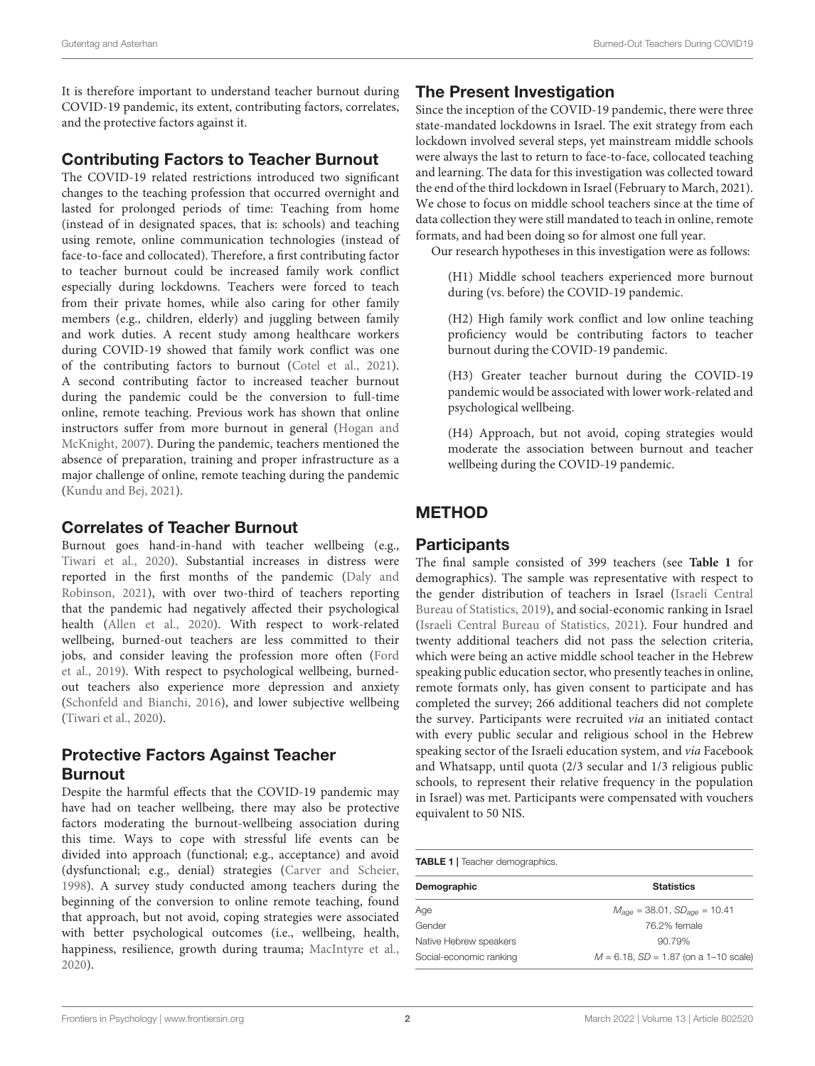It is therefore important to understand teacher burnout during COVID-19 pandemic, its extent, contributing factors, correlates, and the protective factors against it.

## Contributing Factors to Teacher Burnout

The COVID-19 related restrictions introduced two significant changes to the teaching profession that occurred overnight and lasted for prolonged periods of time: Teaching from home (instead of in designated spaces, that is: schools) and teaching using remote, online communication technologies (instead of face-to-face and collocated). Therefore, a first contributing factor to teacher burnout could be increased family work conflict especially during lockdowns. Teachers were forced to teach from their private homes, while also caring for other family members (e.g., children, elderly) and juggling between family and work duties. A recent study among healthcare workers during COVID-19 showed that family work conflict was one of the contributing factors to burnout (Cotel et al., 2021). A second contributing factor to increased teacher burnout during the pandemic could be the conversion to full-time online, remote teaching. Previous work has shown that online instructors suffer from more burnout in general (Hogan and McKnight, 2007). During the pandemic, teachers mentioned the absence of preparation, training and proper infrastructure as a major challenge of online, remote teaching during the pandemic (Kundu and Bej, 2021).

## Correlates of Teacher Burnout

Burnout goes hand-in-hand with teacher wellbeing (e.g., Tiwari et al., 2020). Substantial increases in distress were reported in the first months of the pandemic (Daly and Robinson, 2021), with over two-third of teachers reporting that the pandemic had negatively affected their psychological health (Allen et al., 2020). With respect to work-related wellbeing, burned-out teachers are less committed to their jobs, and consider leaving the profession more often (Ford et al., 2019). With respect to psychological wellbeing, burned-out teachers also experience more depression and anxiety (Schonfeld and Bianchi, 2016), and lower subjective wellbeing (Tiwari et al., 2020).

## Protective Factors Against Teacher Burnout

Despite the harmful effects that the COVID-19 pandemic may have had on teacher wellbeing, there may also be protective factors moderating the burnout-wellbeing association during this time. Ways to cope with stressful life events can be divided into approach (functional; e.g., acceptance) and avoid (dysfunctional; e.g., denial) strategies (Carver and Scheier, 1998). A survey study conducted among teachers during the beginning of the conversion to online remote teaching, found that approach, but not avoid, coping strategies were associated with better psychological outcomes (i.e., wellbeing, health, happiness, resilience, growth during trauma; MacIntyre et al., 2020).

## The Present Investigation

Since the inception of the COVID-19 pandemic, there were three state-mandated lockdowns in Israel. The exit strategy from each lockdown involved several steps, yet mainstream middle schools were always the last to return to face-to-face, collocated teaching and learning. The data for this investigation was collected toward the end of the third lockdown in Israel (February to March, 2021). We chose to focus on middle school teachers since at the time of data collection they were still mandated to teach in online, remote formats, and had been doing so for almost one full year.

Our research hypotheses in this investigation were as follows:

(H1) Middle school teachers experienced more burnout during (vs. before) the COVID-19 pandemic.

(H2) High family work conflict and low online teaching proficiency would be contributing factors to teacher burnout during the COVID-19 pandemic.

(H3) Greater teacher burnout during the COVID-19 pandemic would be associated with lower work-related and psychological wellbeing.

(H4) Approach, but not avoid, coping strategies would moderate the association between burnout and teacher wellbeing during the COVID-19 pandemic.

# METHOD

## Participants

The final sample consisted of 399 teachers (see **Table 1** for demographics). The sample was representative with respect to the gender distribution of teachers in Israel (Israeli Central Bureau of Statistics, 2019), and social-economic ranking in Israel (Israeli Central Bureau of Statistics, 2021). Four hundred and twenty additional teachers did not pass the selection criteria, which were being an active middle school teacher in the Hebrew speaking public education sector, who presently teaches in online, remote formats only, has given consent to participate and has completed the survey; 266 additional teachers did not complete the survey. Participants were recruited *via* an initiated contact with every public secular and religious school in the Hebrew speaking sector of the Israeli education system, and *via* Facebook and Whatsapp, until quota (2/3 secular and 1/3 religious public schools, to represent their relative frequency in the population in Israel) was met. Participants were compensated with vouchers equivalent to 50 NIS.

**TABLE 1** | Teacher demographics.

| Demographic | Statistics |
| --- | --- |
| Age | $M_{age} = 38.01$, $SD_{age} = 10.41$ |
| Gender | 76.2% female |
| Native Hebrew speakers | 90.79% |
| Social-economic ranking | $M = 6.18$, $SD = 1.87$ (on a 1–10 scale) |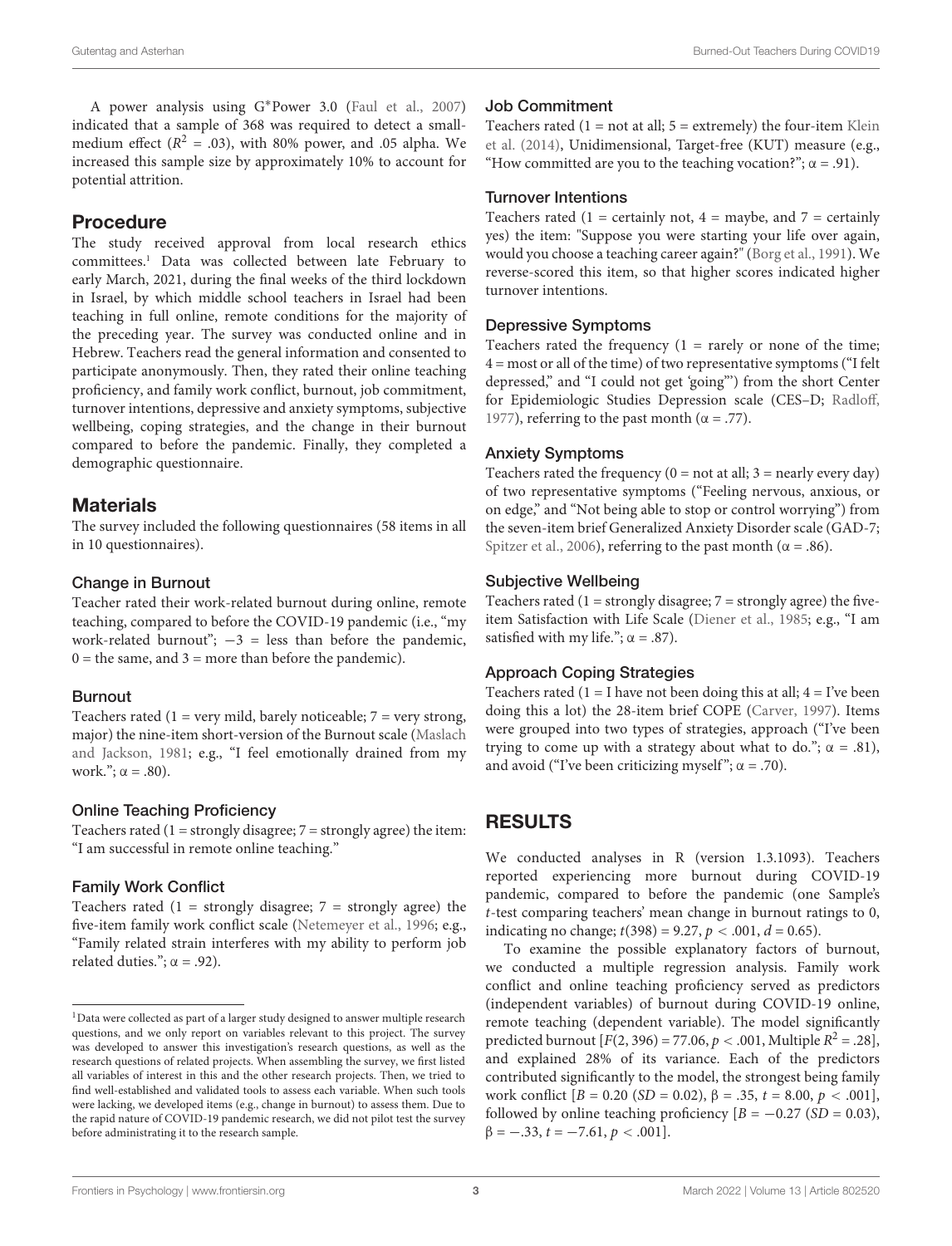A power analysis using G*Power 3.0 (Faul et al., 2007) indicated that a sample of 368 was required to detect a small-medium effect ($R^2$ = .03), with 80% power, and .05 alpha. We increased this sample size by approximately 10% to account for potential attrition.

## Procedure

The study received approval from local research ethics committees.[1] Data was collected between late February to early March, 2021, during the final weeks of the third lockdown in Israel, by which middle school teachers in Israel had been teaching in full online, remote conditions for the majority of the preceding year. The survey was conducted online and in Hebrew. Teachers read the general information and consented to participate anonymously. Then, they rated their online teaching proficiency, and family work conflict, burnout, job commitment, turnover intentions, depressive and anxiety symptoms, subjective wellbeing, coping strategies, and the change in their burnout compared to before the pandemic. Finally, they completed a demographic questionnaire.

## Materials

The survey included the following questionnaires (58 items in all in 10 questionnaires).

### Change in Burnout

Teacher rated their work-related burnout during online, remote teaching, compared to before the COVID-19 pandemic (i.e., "my work-related burnout"; −3 = less than before the pandemic, 0 = the same, and 3 = more than before the pandemic).

### Burnout

Teachers rated (1 = very mild, barely noticeable; 7 = very strong, major) the nine-item short-version of the Burnout scale (Maslach and Jackson, 1981; e.g., "I feel emotionally drained from my work."; α = .80).

### Online Teaching Proficiency

Teachers rated (1 = strongly disagree; 7 = strongly agree) the item: "I am successful in remote online teaching."

### Family Work Conflict

Teachers rated (1 = strongly disagree; 7 = strongly agree) the five-item family work conflict scale (Netemeyer et al., 1996; e.g., "Family related strain interferes with my ability to perform job related duties."; α = .92).

[1]Data were collected as part of a larger study designed to answer multiple research questions, and we only report on variables relevant to this project. The survey was developed to answer this investigation's research questions, as well as the research questions of related projects. When assembling the survey, we first listed all variables of interest in this and the other research projects. Then, we tried to find well-established and validated tools to assess each variable. When such tools were lacking, we developed items (e.g., change in burnout) to assess them. Due to the rapid nature of COVID-19 pandemic research, we did not pilot test the survey before administrating it to the research sample.

### Job Commitment

Teachers rated (1 = not at all; 5 = extremely) the four-item Klein et al. (2014), Unidimensional, Target-free (KUT) measure (e.g., "How committed are you to the teaching vocation?"; α = .91).

### Turnover Intentions

Teachers rated (1 = certainly not, 4 = maybe, and 7 = certainly yes) the item: "Suppose you were starting your life over again, would you choose a teaching career again?" (Borg et al., 1991). We reverse-scored this item, so that higher scores indicated higher turnover intentions.

### Depressive Symptoms

Teachers rated the frequency (1 = rarely or none of the time; 4 = most or all of the time) of two representative symptoms ("I felt depressed," and "I could not get 'going'") from the short Center for Epidemiologic Studies Depression scale (CES–D; Radloff, 1977), referring to the past month (α = .77).

### Anxiety Symptoms

Teachers rated the frequency (0 = not at all; 3 = nearly every day) of two representative symptoms ("Feeling nervous, anxious, or on edge," and "Not being able to stop or control worrying") from the seven-item brief Generalized Anxiety Disorder scale (GAD-7; Spitzer et al., 2006), referring to the past month (α = .86).

### Subjective Wellbeing

Teachers rated (1 = strongly disagree; 7 = strongly agree) the five-item Satisfaction with Life Scale (Diener et al., 1985; e.g., "I am satisfied with my life."; α = .87).

### Approach Coping Strategies

Teachers rated (1 = I have not been doing this at all; 4 = I've been doing this a lot) the 28-item brief COPE (Carver, 1997). Items were grouped into two types of strategies, approach ("I've been trying to come up with a strategy about what to do."; α = .81), and avoid ("I've been criticizing myself"; α = .70).

# RESULTS

We conducted analyses in R (version 1.3.1093). Teachers reported experiencing more burnout during COVID-19 pandemic, compared to before the pandemic (one Sample's $t$-test comparing teachers' mean change in burnout ratings to 0, indicating no change; $t(398) = 9.27$, $p < .001$, $d = 0.65$).

To examine the possible explanatory factors of burnout, we conducted a multiple regression analysis. Family work conflict and online teaching proficiency served as predictors (independent variables) of burnout during COVID-19 online, remote teaching (dependent variable). The model significantly predicted burnout [$F(2, 396) = 77.06$, $p < .001$, Multiple $R^2 = .28$], and explained 28% of its variance. Each of the predictors contributed significantly to the model, the strongest being family work conflict [$B = 0.20$ ($SD = 0.02$), β = .35, $t = 8.00$, $p < .001$], followed by online teaching proficiency [$B = -0.27$ ($SD = 0.03$), β = −.33, $t = -7.61$, $p < .001$].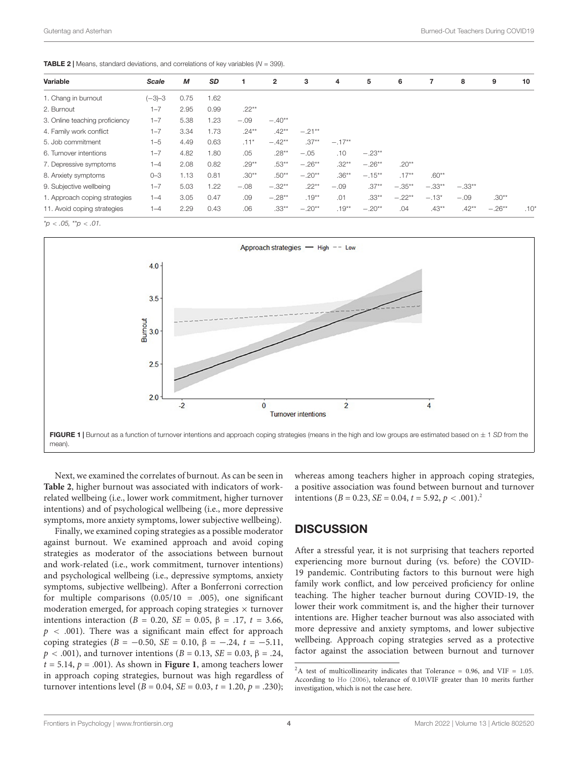**TABLE 2 |** Means, standard deviations, and correlations of key variables ($N$ = 399).

| Variable | Scale | M | SD | 1 | 2 | 3 | 4 | 5 | 6 | 7 | 8 | 9 | 10 |
|---|---|---|---|---|---|---|---|---|---|---|---|---|---|
| 1. Chang in burnout | (−3)–3 | 0.75 | 1.62 | | | | | | | | | | |
| 2. Burnout | 1–7 | 2.95 | 0.99 | .22** | | | | | | | | | |
| 3. Online teaching proficiency | 1–7 | 5.38 | 1.23 | −.09 | −.40** | | | | | | | | |
| 4. Family work conflict | 1–7 | 3.34 | 1.73 | .24** | .42** | −.21** | | | | | | | |
| 5. Job commitment | 1–5 | 4.49 | 0.63 | .11* | −.42** | .37** | −.17** | | | | | | |
| 6. Turnover intentions | 1–7 | 4.82 | 1.80 | .05 | .28** | −.05 | .10 | −.23** | | | | | |
| 7. Depressive symptoms | 1–4 | 2.08 | 0.82 | .29** | .53** | −.26** | .32** | −.26** | .20** | | | | |
| 8. Anxiety symptoms | 0–3 | 1.13 | 0.81 | .30** | .50** | −.20** | .36** | −.15** | .17** | .60** | | | |
| 9. Subjective wellbeing | 1–7 | 5.03 | 1.22 | −.08 | −.32** | .22** | −.09 | .37** | −.35** | −.33** | −.33** | | |
| 1. Approach coping strategies | 1–4 | 3.05 | 0.47 | .09 | −.28** | .19** | .01 | .33** | −.22** | −.13* | −.09 | .30** | |
| 11. Avoid coping strategies | 1–4 | 2.29 | 0.43 | .06 | .33** | −.20** | .19** | −.20** | .04 | .43** | .42** | −.26** | .10* |

*p < .05, **p < .01.

**FIGURE 1 |** Burnout as a function of turnover intentions and approach coping strategies (means in the high and low groups are estimated based on ± 1 *SD* from the mean).

Next, we examined the correlates of burnout. As can be seen in **Table 2**, higher burnout was associated with indicators of work-related wellbeing (i.e., lower work commitment, higher turnover intentions) and of psychological wellbeing (i.e., more depressive symptoms, more anxiety symptoms, lower subjective wellbeing).

Finally, we examined coping strategies as a possible moderator against burnout. We examined approach and avoid coping strategies as moderator of the associations between burnout and work-related (i.e., work commitment, turnover intentions) and psychological wellbeing (i.e., depressive symptoms, anxiety symptoms, subjective wellbeing). After a Bonferroni correction for multiple comparisons (0.05/10 = .005), one significant moderation emerged, for approach coping strategies × turnover intentions interaction ($B$ = 0.20, $SE$ = 0.05, $\beta$ = .17, $t$ = 3.66, $p$ < .001). There was a significant main effect for approach coping strategies ($B$ = −0.50, $SE$ = 0.10, $\beta$ = −.24, $t$ = −5.11, $p$ < .001), and turnover intentions ($B$ = 0.13, $SE$ = 0.03, $\beta$ = .24, $t$ = 5.14, $p$ = .001). As shown in **Figure 1**, among teachers lower in approach coping strategies, burnout was high regardless of turnover intentions level ($B$ = 0.04, $SE$ = 0.03, $t$ = 1.20, $p$ = .230); whereas among teachers higher in approach coping strategies, a positive association was found between burnout and turnover intentions ($B$ = 0.23, $SE$ = 0.04, $t$ = 5.92, $p$ < .001).[2]

## DISCUSSION

After a stressful year, it is not surprising that teachers reported experiencing more burnout during (vs. before) the COVID-19 pandemic. Contributing factors to this burnout were high family work conflict, and low perceived proficiency for online teaching. The higher teacher burnout during COVID-19, the lower their work commitment is, and the higher their turnover intentions are. Higher teacher burnout was also associated with more depressive and anxiety symptoms, and lower subjective wellbeing. Approach coping strategies served as a protective factor against the association between burnout and turnover

[2]A test of multicollinearity indicates that Tolerance = 0.96, and VIF = 1.05. According to Ho (2006), tolerance of 0.10\VIF greater than 10 merits further investigation, which is not the case here.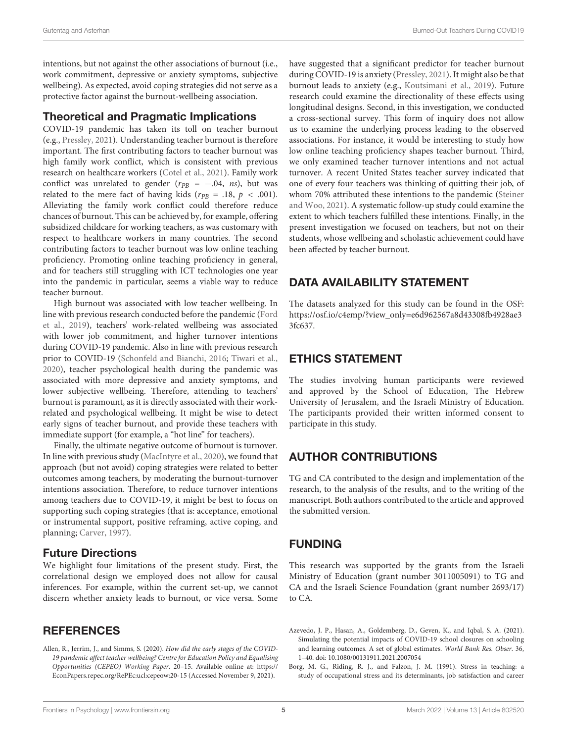intentions, but not against the other associations of burnout (i.e., work commitment, depressive or anxiety symptoms, subjective wellbeing). As expected, avoid coping strategies did not serve as a protective factor against the burnout-wellbeing association.

### Theoretical and Pragmatic Implications

COVID-19 pandemic has taken its toll on teacher burnout (e.g., Pressley, 2021). Understanding teacher burnout is therefore important. The first contributing factors to teacher burnout was high family work conflict, which is consistent with previous research on healthcare workers (Cotel et al., 2021). Family work conflict was unrelated to gender ($r_{PB}$ = −.04, *ns*), but was related to the mere fact of having kids ($r_{PB}$ = .18, $p$ < .001). Alleviating the family work conflict could therefore reduce chances of burnout. This can be achieved by, for example, offering subsidized childcare for working teachers, as was customary with respect to healthcare workers in many countries. The second contributing factors to teacher burnout was low online teaching proficiency. Promoting online teaching proficiency in general, and for teachers still struggling with ICT technologies one year into the pandemic in particular, seems a viable way to reduce teacher burnout.

High burnout was associated with low teacher wellbeing. In line with previous research conducted before the pandemic (Ford et al., 2019), teachers' work-related wellbeing was associated with lower job commitment, and higher turnover intentions during COVID-19 pandemic. Also in line with previous research prior to COVID-19 (Schonfeld and Bianchi, 2016; Tiwari et al., 2020), teacher psychological health during the pandemic was associated with more depressive and anxiety symptoms, and lower subjective wellbeing. Therefore, attending to teachers' burnout is paramount, as it is directly associated with their work-related and psychological wellbeing. It might be wise to detect early signs of teacher burnout, and provide these teachers with immediate support (for example, a "hot line" for teachers).

Finally, the ultimate negative outcome of burnout is turnover. In line with previous study (MacIntyre et al., 2020), we found that approach (but not avoid) coping strategies were related to better outcomes among teachers, by moderating the burnout-turnover intentions association. Therefore, to reduce turnover intentions among teachers due to COVID-19, it might be best to focus on supporting such coping strategies (that is: acceptance, emotional or instrumental support, positive reframing, active coping, and planning; Carver, 1997).

### Future Directions

We highlight four limitations of the present study. First, the correlational design we employed does not allow for causal inferences. For example, within the current set-up, we cannot discern whether anxiety leads to burnout, or vice versa. Some have suggested that a significant predictor for teacher burnout during COVID-19 is anxiety (Pressley, 2021). It might also be that burnout leads to anxiety (e.g., Koutsimani et al., 2019). Future research could examine the directionality of these effects using longitudinal designs. Second, in this investigation, we conducted a cross-sectional survey. This form of inquiry does not allow us to examine the underlying process leading to the observed associations. For instance, it would be interesting to study how low online teaching proficiency shapes teacher burnout. Third, we only examined teacher turnover intentions and not actual turnover. A recent United States teacher survey indicated that one of every four teachers was thinking of quitting their job, of whom 70% attributed these intentions to the pandemic (Steiner and Woo, 2021). A systematic follow-up study could examine the extent to which teachers fulfilled these intentions. Finally, in the present investigation we focused on teachers, but not on their students, whose wellbeing and scholastic achievement could have been affected by teacher burnout.

## DATA AVAILABILITY STATEMENT

The datasets analyzed for this study can be found in the OSF: https://osf.io/c4emp/?view_only=e6d962567a8d43308fb4928ae33fc637.

## ETHICS STATEMENT

The studies involving human participants were reviewed and approved by the School of Education, The Hebrew University of Jerusalem, and the Israeli Ministry of Education. The participants provided their written informed consent to participate in this study.

## AUTHOR CONTRIBUTIONS

TG and CA contributed to the design and implementation of the research, to the analysis of the results, and to the writing of the manuscript. Both authors contributed to the article and approved the submitted version.

## FUNDING

This research was supported by the grants from the Israeli Ministry of Education (grant number 3011005091) to TG and CA and the Israeli Science Foundation (grant number 2693/17) to CA.

## REFERENCES

Allen, R., Jerrim, J., and Simms, S. (2020). *How did the early stages of the COVID-19 pandemic affect teacher wellbeing? Centre for Education Policy and Equalising Opportunities (CEPEO) Working Paper*. 20–15. Available online at: https://EconPapers.repec.org/RePEc:ucl:cepeow:20-15 (Accessed November 9, 2021).

Azevedo, J. P., Hasan, A., Goldemberg, D., Geven, K., and Iqbal, S. A. (2021). Simulating the potential impacts of COVID-19 school closures on schooling and learning outcomes. A set of global estimates. *World Bank Res. Obser.* 36, 1–40. doi: 10.1080/00131911.2021.2007054

Borg, M. G., Riding, R. J., and Falzon, J. M. (1991). Stress in teaching: a study of occupational stress and its determinants, job satisfaction and career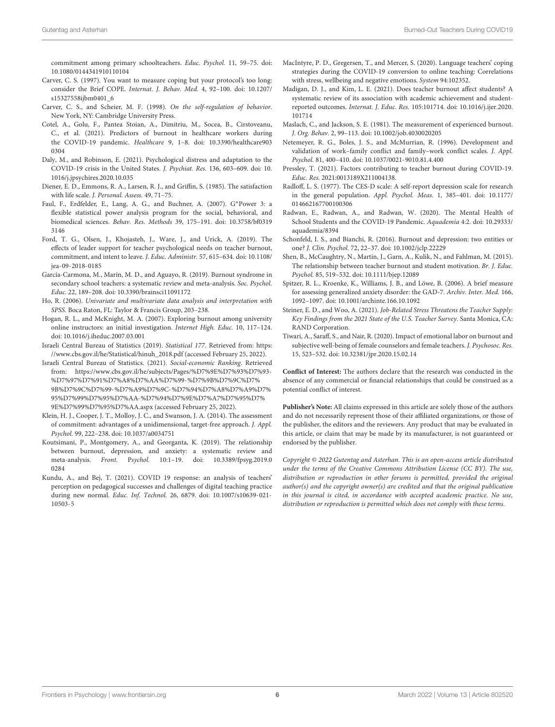commitment among primary schoolteachers. *Educ. Psychol.* 11, 59–75. doi: 10.1080/0144341910110104

Carver, C. S. (1997). You want to measure coping but your protocol's too long: consider the Brief COPE. *Internat. J. Behav. Med.* 4, 92–100. doi: 10.1207/s15327558ijbm0401_6

Carver, C. S., and Scheier, M. F. (1998). *On the self-regulation of behavior*. New York, NY: Cambridge University Press.

Cotel, A., Golu, F., Pantea Stoian, A., Dimitriu, M., Socea, B., Cirstoveanu, C., et al. (2021). Predictors of burnout in healthcare workers during the COVID-19 pandemic. *Healthcare* 9, 1–8. doi: 10.3390/healthcare9030304

Daly, M., and Robinson, E. (2021). Psychological distress and adaptation to the COVID-19 crisis in the United States. *J. Psychiat. Res.* 136, 603–609. doi: 10.1016/j.jpsychires.2020.10.035

Diener, E. D., Emmons, R. A., Larsen, R. J., and Griffin, S. (1985). The satisfaction with life scale. *J. Personal. Assess.* 49, 71–75.

Faul, F., Erdfelder, E., Lang, A. G., and Buchner, A. (2007). G*Power 3: a flexible statistical power analysis program for the social, behavioral, and biomedical sciences. *Behav. Res. Methods* 39, 175–191. doi: 10.3758/bf03193146

Ford, T. G., Olsen, J., Khojasteh, J., Ware, J., and Urick, A. (2019). The effects of leader support for teacher psychological needs on teacher burnout, commitment, and intent to leave. *J. Educ. Administr.* 57, 615–634. doi: 10.1108/jea-09-2018-0185

García-Carmona, M., Marín, M. D., and Aguayo, R. (2019). Burnout syndrome in secondary school teachers: a systematic review and meta-analysis. *Soc. Psychol. Educ.* 22, 189–208. doi: 10.3390/brainsci11091172

Ho, R. (2006). *Univariate and multivariate data analysis and interpretation with SPSS*. Boca Raton, FL: Taylor & Francis Group, 203–238.

Hogan, R. L., and McKnight, M. A. (2007). Exploring burnout among university online instructors: an initial investigation. *Internet High. Educ.* 10, 117–124. doi: 10.1016/j.iheduc.2007.03.001

Israeli Central Bureau of Statistics (2019). *Statistical 177*. Retrieved from: https://www.cbs.gov.il/he/Statistical/hinuh_2018.pdf (accessed February 25, 2022).

Israeli Central Bureau of Statistics. (2021). *Social-economic Ranking*. Retrieved from: https://www.cbs.gov.il/he/subjects/Pages/%D7%9E%D7%93%D7%93-%D7%97%D7%91%D7%A8%D7%AA%D7%99-%D7%9B%D7%9C%D7%9B%D7%9C%D7%99-%D7%A9%D7%9C-%D7%94%D7%A8%D7%A9%D7%95%D7%99%D7%95%D7%AA-%D7%94%D7%9E%D7%A7%D7%95%D7%9E%D7%99%D7%95%D7%AA.aspx (accessed February 25, 2022).

Klein, H. J., Cooper, J. T., Molloy, J. C., and Swanson, J. A. (2014). The assessment of commitment: advantages of a unidimensional, target-free approach. *J. Appl. Psychol.* 99, 222–238. doi: 10.1037/a0034751

Koutsimani, P., Montgomery, A., and Georganta, K. (2019). The relationship between burnout, depression, and anxiety: a systematic review and meta-analysis. *Front. Psychol.* 10:1–19. doi: 10.3389/fpsyg.2019.00284

Kundu, A., and Bej, T. (2021). COVID 19 response: an analysis of teachers' perception on pedagogical successes and challenges of digital teaching practice during new normal. *Educ. Inf. Technol.* 26, 6879. doi: 10.1007/s10639-021-10503-5

MacIntyre, P. D., Gregersen, T., and Mercer, S. (2020). Language teachers' coping strategies during the COVID-19 conversion to online teaching: Correlations with stress, wellbeing and negative emotions. *System* 94:102352.

Madigan, D. J., and Kim, L. E. (2021). Does teacher burnout affect students? A systematic review of its association with academic achievement and student-reported outcomes. *Internat. J. Educ. Res.* 105:101714. doi: 10.1016/j.ijer.2020.101714

Maslach, C., and Jackson, S. E. (1981). The measurement of experienced burnout. *J. Org. Behav.* 2, 99–113. doi: 10.1002/job.4030020205

Netemeyer, R. G., Boles, J. S., and McMurrian, R. (1996). Development and validation of work–family conflict and family–work conflict scales. *J. Appl. Psychol.* 81, 400–410. doi: 10.1037/0021-9010.81.4.400

Pressley, T. (2021). Factors contributing to teacher burnout during COVID-19. *Educ. Res.* 2021:0013189X211004138.

Radloff, L. S. (1977). The CES-D scale: A self-report depression scale for research in the general population. *Appl. Psychol. Meas.* 1, 385–401. doi: 10.1177/014662167700100306

Radwan, E., Radwan, A., and Radwan, W. (2020). The Mental Health of School Students and the COVID-19 Pandemic. *Aquademia* 4:2. doi: 10.29333/aquademia/8394

Schonfeld, I. S., and Bianchi, R. (2016). Burnout and depression: two entities or one? *J. Clin. Psychol.* 72, 22–37. doi: 10.1002/jclp.22229

Shen, B., McCaughtry, N., Martin, J., Garn, A., Kulik, N., and Fahlman, M. (2015). The relationship between teacher burnout and student motivation. *Br. J. Educ. Psychol.* 85, 519–532. doi: 10.1111/bjep.12089

Spitzer, R. L., Kroenke, K., Williams, J. B., and Löwe, B. (2006). A brief measure for assessing generalized anxiety disorder: the GAD-7. *Archiv. Inter. Med.* 166, 1092–1097. doi: 10.1001/archinte.166.10.1092

Steiner, E. D., and Woo, A. (2021). *Job-Related Stress Threatens the Teacher Supply: Key Findings from the 2021 State of the U.S. Teacher Survey*. Santa Monica, CA: RAND Corporation.

Tiwari, A., Saraff, S., and Nair, R. (2020). Impact of emotional labor on burnout and subjective well-being of female counselors and female teachers. *J. Psychosoc. Res.* 15, 523–532. doi: 10.32381/jpr.2020.15.02.14

**Conflict of Interest:** The authors declare that the research was conducted in the absence of any commercial or financial relationships that could be construed as a potential conflict of interest.

**Publisher's Note:** All claims expressed in this article are solely those of the authors and do not necessarily represent those of their affiliated organizations, or those of the publisher, the editors and the reviewers. Any product that may be evaluated in this article, or claim that may be made by its manufacturer, is not guaranteed or endorsed by the publisher.

*Copyright © 2022 Gutentag and Asterhan. This is an open-access article distributed under the terms of the Creative Commons Attribution License (CC BY). The use, distribution or reproduction in other forums is permitted, provided the original author(s) and the copyright owner(s) are credited and that the original publication in this journal is cited, in accordance with accepted academic practice. No use, distribution or reproduction is permitted which does not comply with these terms.*